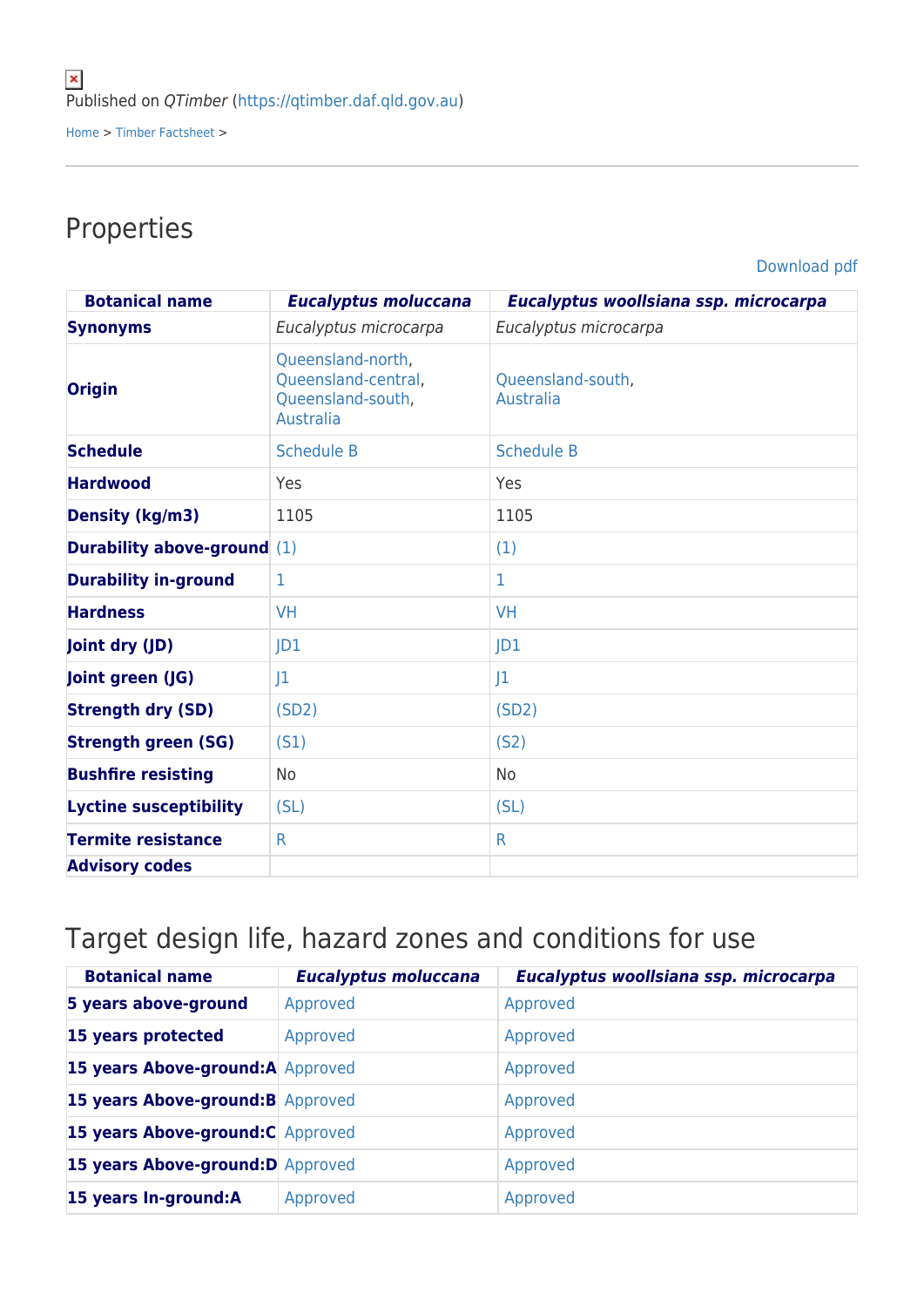Published on *QTimber* (https://qtimber.daf.qld.gov.au)

Home > Timber Factsheet >

# Properties

Download pdf

| Botanical name | *Eucalyptus moluccana* | *Eucalyptus woollsiana ssp. microcarpa* |
|---|---|---|
| **Synonyms** | *Eucalyptus microcarpa* | *Eucalyptus microcarpa* |
| **Origin** | Queensland-north, Queensland-central, Queensland-south, Australia | Queensland-south, Australia |
| **Schedule** | Schedule B | Schedule B |
| **Hardwood** | Yes | Yes |
| **Density (kg/m3)** | 1105 | 1105 |
| **Durability above-ground** | (1) | (1) |
| **Durability in-ground** | 1 | 1 |
| **Hardness** | VH | VH |
| **Joint dry (JD)** | JD1 | JD1 |
| **Joint green (JG)** | J1 | J1 |
| **Strength dry (SD)** | (SD2) | (SD2) |
| **Strength green (SG)** | (S1) | (S2) |
| **Bushfire resisting** | No | No |
| **Lyctine susceptibility** | (SL) | (SL) |
| **Termite resistance** | R | R |
| **Advisory codes** | | |

# Target design life, hazard zones and conditions for use

| Botanical name | *Eucalyptus moluccana* | *Eucalyptus woollsiana ssp. microcarpa* |
|---|---|---|
| **5 years above-ground** | Approved | Approved |
| **15 years protected** | Approved | Approved |
| **15 years Above-ground:A** | Approved | Approved |
| **15 years Above-ground:B** | Approved | Approved |
| **15 years Above-ground:C** | Approved | Approved |
| **15 years Above-ground:D** | Approved | Approved |
| **15 years In-ground:A** | Approved | Approved |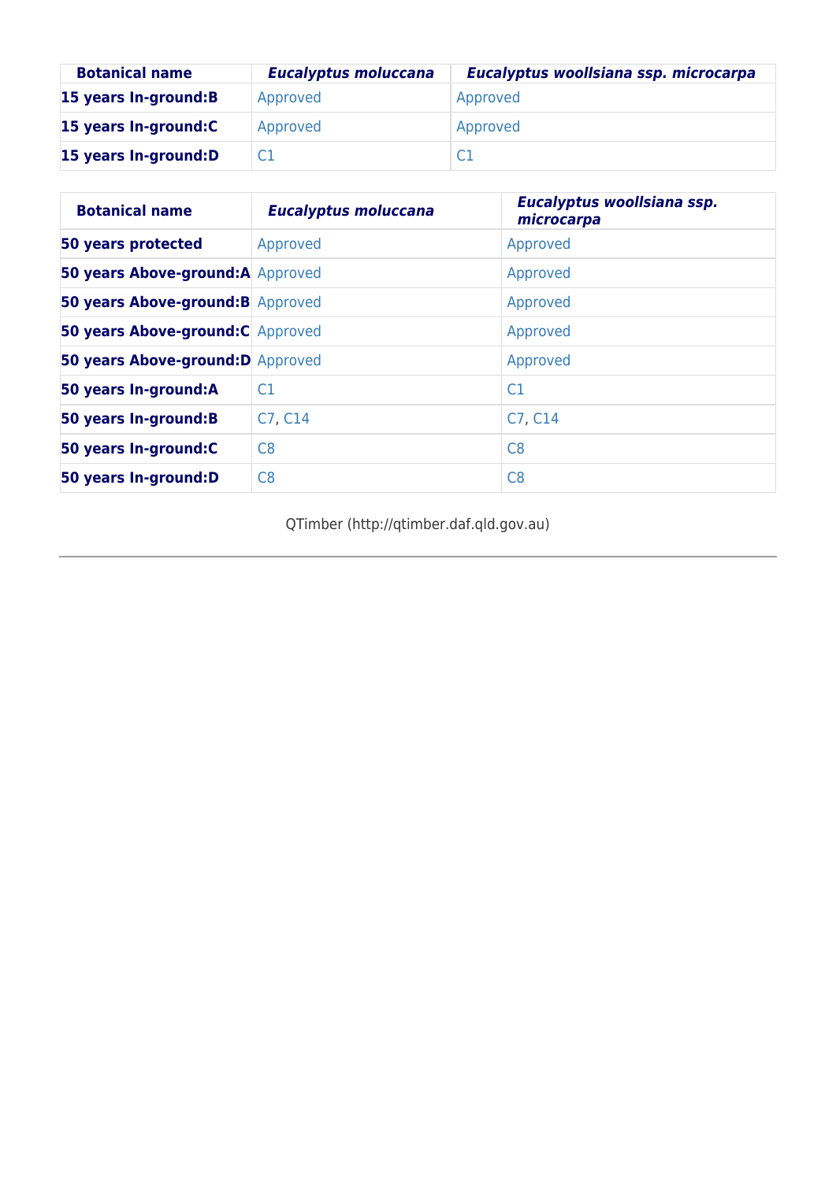| Botanical name | *Eucalyptus moluccana* | *Eucalyptus woollsiana ssp. microcarpa* |
| --- | --- | --- |
| **15 years In-ground:B** | Approved | Approved |
| **15 years In-ground:C** | Approved | Approved |
| **15 years In-ground:D** | C1 | C1 |

| Botanical name | *Eucalyptus moluccana* | *Eucalyptus woollsiana ssp. microcarpa* |
| --- | --- | --- |
| **50 years protected** | Approved | Approved |
| **50 years Above-ground:A** | Approved | Approved |
| **50 years Above-ground:B** | Approved | Approved |
| **50 years Above-ground:C** | Approved | Approved |
| **50 years Above-ground:D** | Approved | Approved |
| **50 years In-ground:A** | C1 | C1 |
| **50 years In-ground:B** | C7, C14 | C7, C14 |
| **50 years In-ground:C** | C8 | C8 |
| **50 years In-ground:D** | C8 | C8 |

QTimber (http://qtimber.daf.qld.gov.au)